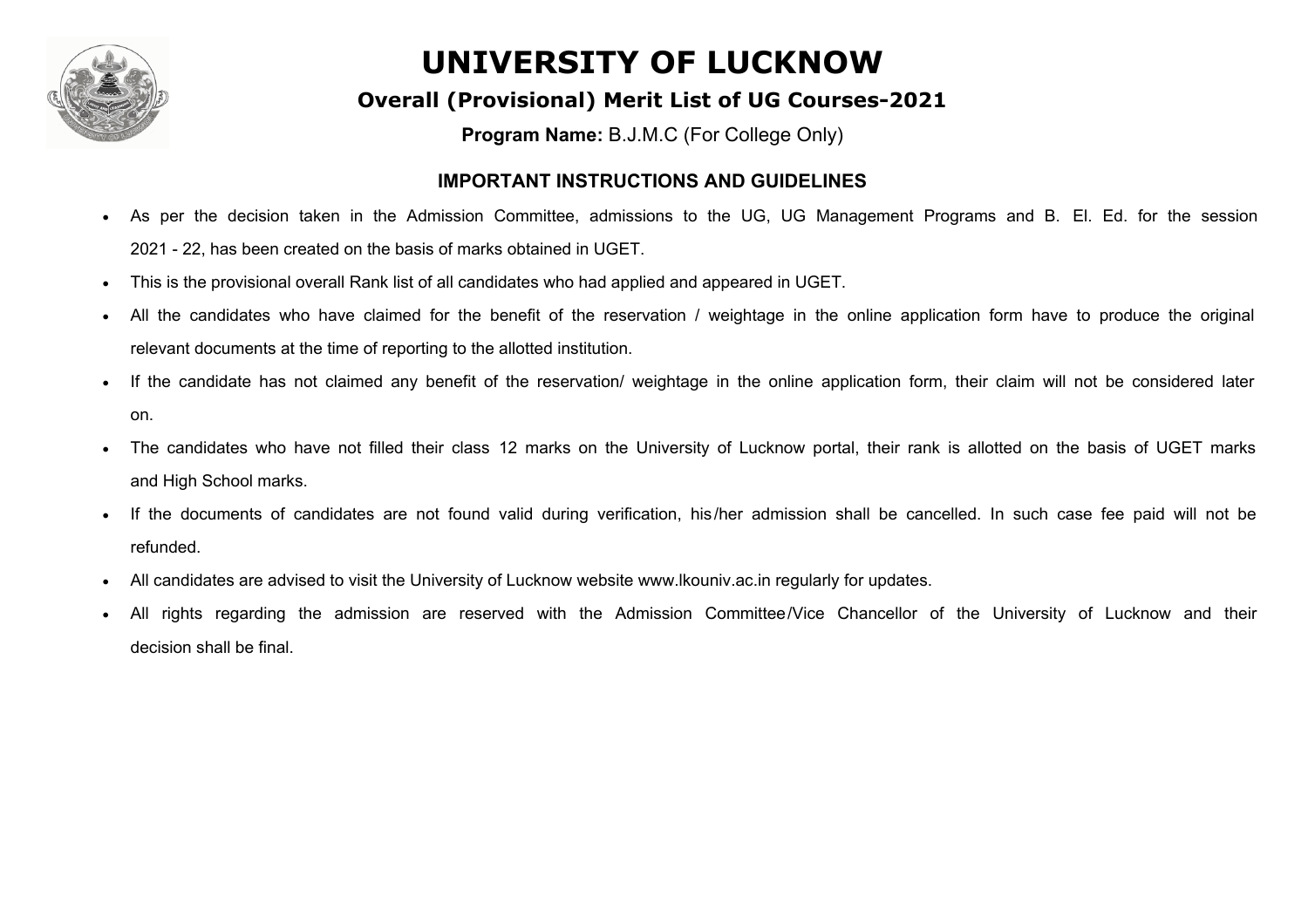# UNIVERSITY OF LUCKNOW

## Overall (Provisional) Merit List of UG Courses-2021

**Program Name:** B.J.M.C (For College Only)

### IMPORTANT INSTRUCTIONS AND GUIDELINES

- As per the decision taken in the Admission Committee, admissions to the UG, UG Management Programs and B. El. Ed. for the session 2021 - 22, has been created on the basis of marks obtained in UGET.
- This is the provisional overall Rank list of all candidates who had applied and appeared in UGET.
- All the candidates who have claimed for the benefit of the reservation / weightage in the online application form have to produce the original relevant documents at the time of reporting to the allotted institution.
- If the candidate has not claimed any benefit of the reservation/ weightage in the online application form, their claim will not be considered later on.
- The candidates who have not filled their class 12 marks on the University of Lucknow portal, their rank is allotted on the basis of UGET marks and High School marks.
- If the documents of candidates are not found valid during verification, his/her admission shall be cancelled. In such case fee paid will not be refunded.
- All candidates are advised to visit the University of Lucknow website www.lkouniv.ac.in regularly for updates.
- All rights regarding the admission are reserved with the Admission Committee/Vice Chancellor of the University of Lucknow and their decision shall be final.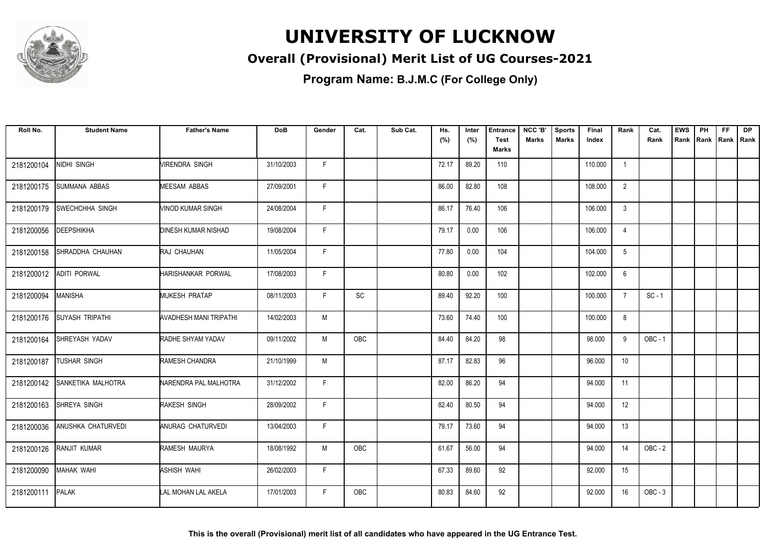# UNIVERSITY OF LUCKNOW

## Overall (Provisional) Merit List of UG Courses-2021

### Program Name: B.J.M.C (For College Only)

| Roll No. | Student Name | Father's Name | DoB | Gender | Cat. | Sub Cat. | Hs. (%) | Inter (%) | Entrance Test Marks | NCC 'B' Marks | Sports Marks | Final Index | Rank | Cat. Rank | EWS Rank | PH Rank | FF Rank | DP Rank |
|---|---|---|---|---|---|---|---|---|---|---|---|---|---|---|---|---|---|---|
| 2181200104 | NIDHI SINGH | VIRENDRA SINGH | 31/10/2003 | F | | | 72.17 | 89.20 | 110 | | | 110.000 | 1 | | | | | |
| 2181200175 | SUMMANA ABBAS | MEESAM ABBAS | 27/09/2001 | F | | | 86.00 | 82.80 | 108 | | | 108.000 | 2 | | | | | |
| 2181200179 | SWECHCHHA SINGH | VINOD KUMAR SINGH | 24/08/2004 | F | | | 86.17 | 76.40 | 106 | | | 106.000 | 3 | | | | | |
| 2181200056 | DEEPSHIKHA | DINESH KUMAR NISHAD | 19/08/2004 | F | | | 79.17 | 0.00 | 106 | | | 106.000 | 4 | | | | | |
| 2181200158 | SHRADDHA CHAUHAN | RAJ CHAUHAN | 11/05/2004 | F | | | 77.80 | 0.00 | 104 | | | 104.000 | 5 | | | | | |
| 2181200012 | ADITI PORWAL | HARISHANKAR PORWAL | 17/08/2003 | F | | | 80.80 | 0.00 | 102 | | | 102.000 | 6 | | | | | |
| 2181200094 | MANISHA | MUKESH PRATAP | 08/11/2003 | F | SC | | 89.40 | 92.20 | 100 | | | 100.000 | 7 | SC - 1 | | | | |
| 2181200176 | SUYASH TRIPATHI | AVADHESH MANI TRIPATHI | 14/02/2003 | M | | | 73.60 | 74.40 | 100 | | | 100.000 | 8 | | | | | |
| 2181200164 | SHREYASH YADAV | RADHE SHYAM YADAV | 09/11/2002 | M | OBC | | 84.40 | 84.20 | 98 | | | 98.000 | 9 | OBC - 1 | | | | |
| 2181200187 | TUSHAR SINGH | RAMESH CHANDRA | 21/10/1999 | M | | | 87.17 | 82.83 | 96 | | | 96.000 | 10 | | | | | |
| 2181200142 | SANKETIKA MALHOTRA | NARENDRA PAL MALHOTRA | 31/12/2002 | F | | | 82.00 | 86.20 | 94 | | | 94.000 | 11 | | | | | |
| 2181200163 | SHREYA SINGH | RAKESH SINGH | 28/09/2002 | F | | | 82.40 | 80.50 | 94 | | | 94.000 | 12 | | | | | |
| 2181200036 | ANUSHKA CHATURVEDI | ANURAG CHATURVEDI | 13/04/2003 | F | | | 79.17 | 73.60 | 94 | | | 94.000 | 13 | | | | | |
| 2181200126 | RANJIT KUMAR | RAMESH MAURYA | 18/08/1992 | M | OBC | | 61.67 | 56.00 | 94 | | | 94.000 | 14 | OBC - 2 | | | | |
| 2181200090 | MAHAK WAHI | ASHISH WAHI | 26/02/2003 | F | | | 67.33 | 89.60 | 92 | | | 92.000 | 15 | | | | | |
| 2181200111 | PALAK | LAL MOHAN LAL AKELA | 17/01/2003 | F | OBC | | 80.83 | 84.60 | 92 | | | 92.000 | 16 | OBC - 3 | | | | |

**This is the overall (Provisional) merit list of all candidates who have appeared in the UG Entrance Test.**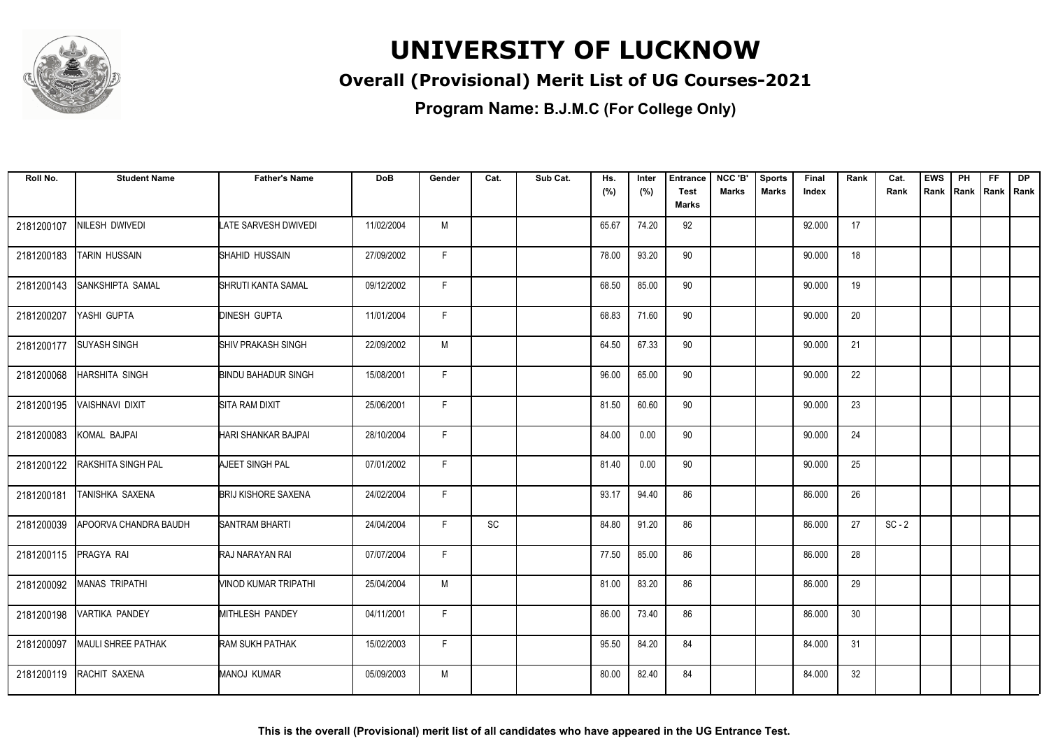# UNIVERSITY OF LUCKNOW

## Overall (Provisional) Merit List of UG Courses-2021

### Program Name: B.J.M.C (For College Only)

| Roll No. | Student Name | Father's Name | DoB | Gender | Cat. | Sub Cat. | Hs. (%) | Inter (%) | Entrance Test Marks | NCC 'B' Marks | Sports Marks | Final Index | Rank | Cat. Rank | EWS Rank | PH Rank | FF Rank | DP Rank |
|---|---|---|---|---|---|---|---|---|---|---|---|---|---|---|---|---|---|---|
| 2181200107 | NILESH DWIVEDI | LATE SARVESH DWIVEDI | 11/02/2004 | M | | | 65.67 | 74.20 | 92 | | | 92.000 | 17 | | | | | |
| 2181200183 | TARIN HUSSAIN | SHAHID HUSSAIN | 27/09/2002 | F | | | 78.00 | 93.20 | 90 | | | 90.000 | 18 | | | | | |
| 2181200143 | SANKSHIPTA SAMAL | SHRUTI KANTA SAMAL | 09/12/2002 | F | | | 68.50 | 85.00 | 90 | | | 90.000 | 19 | | | | | |
| 2181200207 | YASHI GUPTA | DINESH GUPTA | 11/01/2004 | F | | | 68.83 | 71.60 | 90 | | | 90.000 | 20 | | | | | |
| 2181200177 | SUYASH SINGH | SHIV PRAKASH SINGH | 22/09/2002 | M | | | 64.50 | 67.33 | 90 | | | 90.000 | 21 | | | | | |
| 2181200068 | HARSHITA SINGH | BINDU BAHADUR SINGH | 15/08/2001 | F | | | 96.00 | 65.00 | 90 | | | 90.000 | 22 | | | | | |
| 2181200195 | VAISHNAVI DIXIT | SITA RAM DIXIT | 25/06/2001 | F | | | 81.50 | 60.60 | 90 | | | 90.000 | 23 | | | | | |
| 2181200083 | KOMAL BAJPAI | HARI SHANKAR BAJPAI | 28/10/2004 | F | | | 84.00 | 0.00 | 90 | | | 90.000 | 24 | | | | | |
| 2181200122 | RAKSHITA SINGH PAL | AJEET SINGH PAL | 07/01/2002 | F | | | 81.40 | 0.00 | 90 | | | 90.000 | 25 | | | | | |
| 2181200181 | TANISHKA SAXENA | BRIJ KISHORE SAXENA | 24/02/2004 | F | | | 93.17 | 94.40 | 86 | | | 86.000 | 26 | | | | | |
| 2181200039 | APOORVA CHANDRA BAUDH | SANTRAM BHARTI | 24/04/2004 | F | SC | | 84.80 | 91.20 | 86 | | | 86.000 | 27 | SC - 2 | | | | |
| 2181200115 | PRAGYA RAI | RAJ NARAYAN RAI | 07/07/2004 | F | | | 77.50 | 85.00 | 86 | | | 86.000 | 28 | | | | | |
| 2181200092 | MANAS TRIPATHI | VINOD KUMAR TRIPATHI | 25/04/2004 | M | | | 81.00 | 83.20 | 86 | | | 86.000 | 29 | | | | | |
| 2181200198 | VARTIKA PANDEY | MITHLESH PANDEY | 04/11/2001 | F | | | 86.00 | 73.40 | 86 | | | 86.000 | 30 | | | | | |
| 2181200097 | MAULI SHREE PATHAK | RAM SUKH PATHAK | 15/02/2003 | F | | | 95.50 | 84.20 | 84 | | | 84.000 | 31 | | | | | |
| 2181200119 | RACHIT SAXENA | MANOJ KUMAR | 05/09/2003 | M | | | 80.00 | 82.40 | 84 | | | 84.000 | 32 | | | | | |

**This is the overall (Provisional) merit list of all candidates who have appeared in the UG Entrance Test.**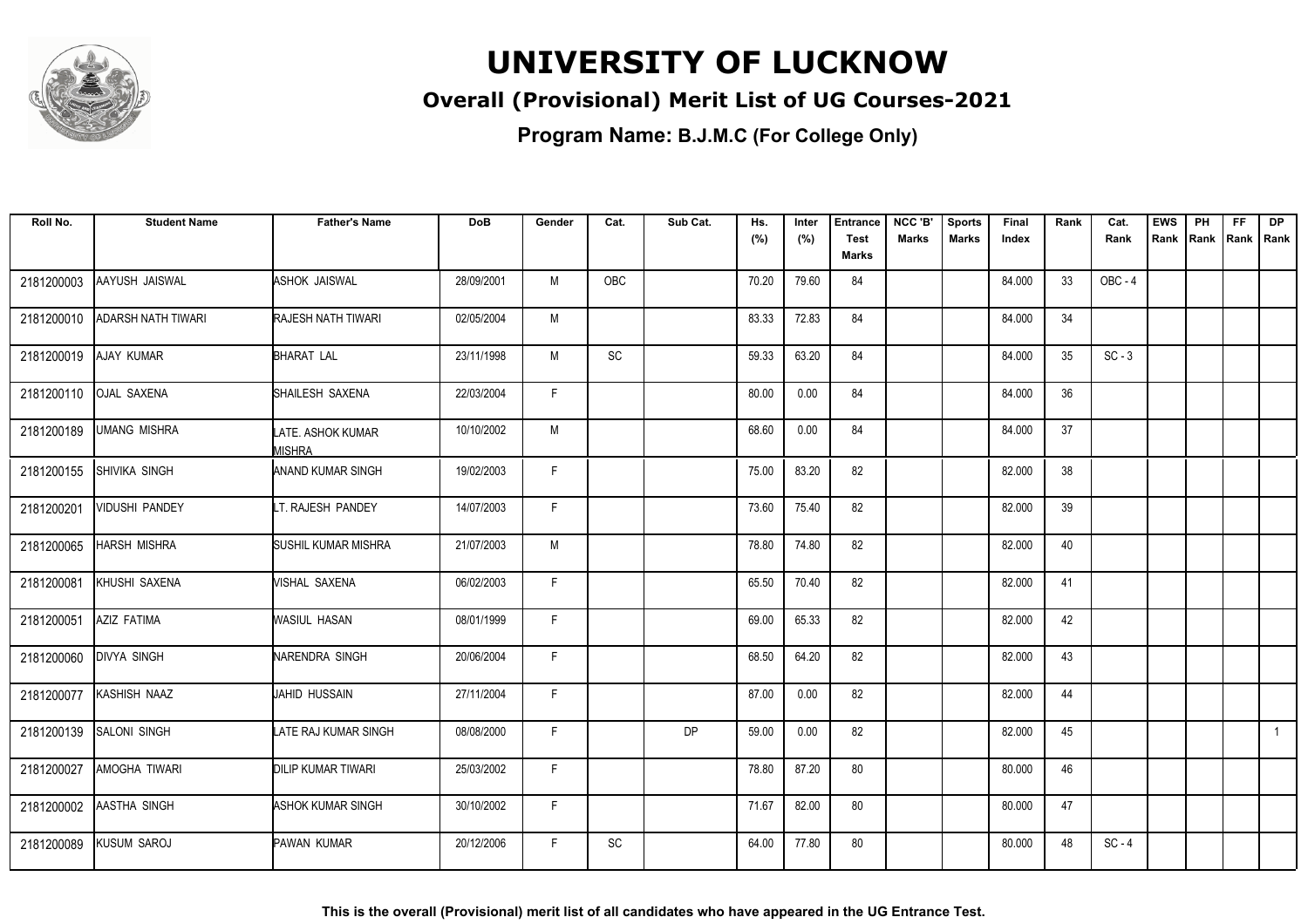# UNIVERSITY OF LUCKNOW

## Overall (Provisional) Merit List of UG Courses-2021

### Program Name: B.J.M.C (For College Only)

| Roll No. | Student Name | Father's Name | DoB | Gender | Cat. | Sub Cat. | Hs. (%) | Inter (%) | Entrance Test Marks | NCC 'B' Marks | Sports Marks | Final Index | Rank | Cat. Rank | EWS Rank | PH Rank | FF Rank | DP Rank |
|---|---|---|---|---|---|---|---|---|---|---|---|---|---|---|---|---|---|---|
| 2181200003 | AAYUSH JAISWAL | ASHOK JAISWAL | 28/09/2001 | M | OBC | | 70.20 | 79.60 | 84 | | | 84.000 | 33 | OBC - 4 | | | | |
| 2181200010 | ADARSH NATH TIWARI | RAJESH NATH TIWARI | 02/05/2004 | M | | | 83.33 | 72.83 | 84 | | | 84.000 | 34 | | | | | |
| 2181200019 | AJAY KUMAR | BHARAT LAL | 23/11/1998 | M | SC | | 59.33 | 63.20 | 84 | | | 84.000 | 35 | SC - 3 | | | | |
| 2181200110 | OJAL SAXENA | SHAILESH SAXENA | 22/03/2004 | F | | | 80.00 | 0.00 | 84 | | | 84.000 | 36 | | | | | |
| 2181200189 | UMANG MISHRA | LATE. ASHOK KUMAR MISHRA | 10/10/2002 | M | | | 68.60 | 0.00 | 84 | | | 84.000 | 37 | | | | | |
| 2181200155 | SHIVIKA SINGH | ANAND KUMAR SINGH | 19/02/2003 | F | | | 75.00 | 83.20 | 82 | | | 82.000 | 38 | | | | | |
| 2181200201 | VIDUSHI PANDEY | LT. RAJESH PANDEY | 14/07/2003 | F | | | 73.60 | 75.40 | 82 | | | 82.000 | 39 | | | | | |
| 2181200065 | HARSH MISHRA | SUSHIL KUMAR MISHRA | 21/07/2003 | M | | | 78.80 | 74.80 | 82 | | | 82.000 | 40 | | | | | |
| 2181200081 | KHUSHI SAXENA | VISHAL SAXENA | 06/02/2003 | F | | | 65.50 | 70.40 | 82 | | | 82.000 | 41 | | | | | |
| 2181200051 | AZIZ FATIMA | WASIUL HASAN | 08/01/1999 | F | | | 69.00 | 65.33 | 82 | | | 82.000 | 42 | | | | | |
| 2181200060 | DIVYA SINGH | NARENDRA SINGH | 20/06/2004 | F | | | 68.50 | 64.20 | 82 | | | 82.000 | 43 | | | | | |
| 2181200077 | KASHISH NAAZ | JAHID HUSSAIN | 27/11/2004 | F | | | 87.00 | 0.00 | 82 | | | 82.000 | 44 | | | | | |
| 2181200139 | SALONI SINGH | LATE RAJ KUMAR SINGH | 08/08/2000 | F | | DP | 59.00 | 0.00 | 82 | | | 82.000 | 45 | | | | | 1 |
| 2181200027 | AMOGHA TIWARI | DILIP KUMAR TIWARI | 25/03/2002 | F | | | 78.80 | 87.20 | 80 | | | 80.000 | 46 | | | | | |
| 2181200002 | AASTHA SINGH | ASHOK KUMAR SINGH | 30/10/2002 | F | | | 71.67 | 82.00 | 80 | | | 80.000 | 47 | | | | | |
| 2181200089 | KUSUM SAROJ | PAWAN KUMAR | 20/12/2006 | F | SC | | 64.00 | 77.80 | 80 | | | 80.000 | 48 | SC - 4 | | | | |

**This is the overall (Provisional) merit list of all candidates who have appeared in the UG Entrance Test.**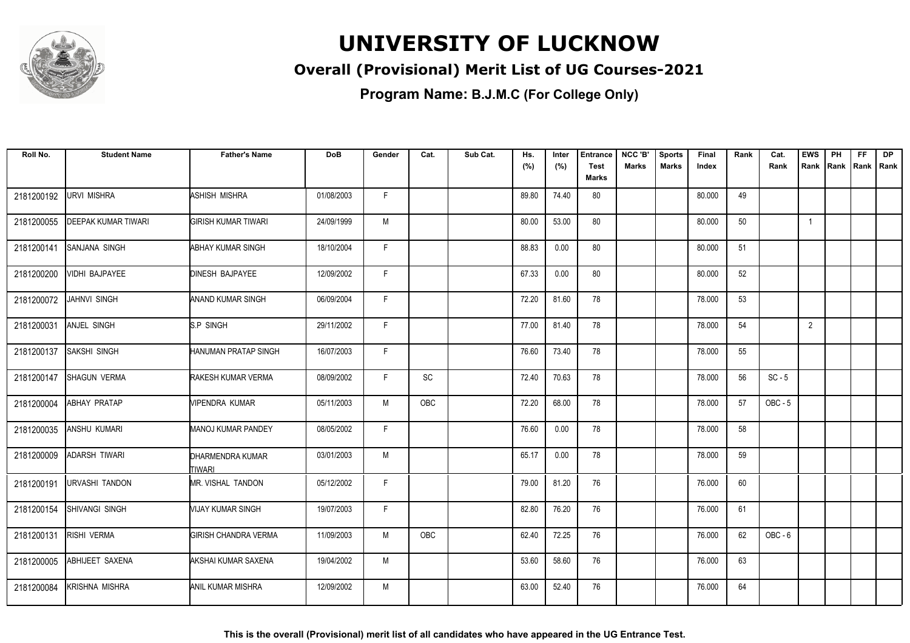# UNIVERSITY OF LUCKNOW

## Overall (Provisional) Merit List of UG Courses-2021

### Program Name: B.J.M.C (For College Only)

| Roll No. | Student Name | Father's Name | DoB | Gender | Cat. | Sub Cat. | Hs. (%) | Inter (%) | Entrance Test Marks | NCC 'B' Marks | Sports Marks | Final Index | Rank | Cat. Rank | EWS Rank | PH Rank | FF Rank | DP Rank |
|---|---|---|---|---|---|---|---|---|---|---|---|---|---|---|---|---|---|---|
| 2181200192 | URVI MISHRA | ASHISH MISHRA | 01/08/2003 | F | | | 89.80 | 74.40 | 80 | | | 80.000 | 49 | | | | | |
| 2181200055 | DEEPAK KUMAR TIWARI | GIRISH KUMAR TIWARI | 24/09/1999 | M | | | 80.00 | 53.00 | 80 | | | 80.000 | 50 | | 1 | | | |
| 2181200141 | SANJANA SINGH | ABHAY KUMAR SINGH | 18/10/2004 | F | | | 88.83 | 0.00 | 80 | | | 80.000 | 51 | | | | | |
| 2181200200 | VIDHI BAJPAYEE | DINESH BAJPAYEE | 12/09/2002 | F | | | 67.33 | 0.00 | 80 | | | 80.000 | 52 | | | | | |
| 2181200072 | JAHNVI SINGH | ANAND KUMAR SINGH | 06/09/2004 | F | | | 72.20 | 81.60 | 78 | | | 78.000 | 53 | | | | | |
| 2181200031 | ANJEL SINGH | S.P SINGH | 29/11/2002 | F | | | 77.00 | 81.40 | 78 | | | 78.000 | 54 | | 2 | | | |
| 2181200137 | SAKSHI SINGH | HANUMAN PRATAP SINGH | 16/07/2003 | F | | | 76.60 | 73.40 | 78 | | | 78.000 | 55 | | | | | |
| 2181200147 | SHAGUN VERMA | RAKESH KUMAR VERMA | 08/09/2002 | F | SC | | 72.40 | 70.63 | 78 | | | 78.000 | 56 | SC - 5 | | | | |
| 2181200004 | ABHAY PRATAP | VIPENDRA KUMAR | 05/11/2003 | M | OBC | | 72.20 | 68.00 | 78 | | | 78.000 | 57 | OBC - 5 | | | | |
| 2181200035 | ANSHU KUMARI | MANOJ KUMAR PANDEY | 08/05/2002 | F | | | 76.60 | 0.00 | 78 | | | 78.000 | 58 | | | | | |
| 2181200009 | ADARSH TIWARI | DHARMENDRA KUMAR TIWARI | 03/01/2003 | M | | | 65.17 | 0.00 | 78 | | | 78.000 | 59 | | | | | |
| 2181200191 | URVASHI TANDON | MR. VISHAL TANDON | 05/12/2002 | F | | | 79.00 | 81.20 | 76 | | | 76.000 | 60 | | | | | |
| 2181200154 | SHIVANGI SINGH | VIJAY KUMAR SINGH | 19/07/2003 | F | | | 82.80 | 76.20 | 76 | | | 76.000 | 61 | | | | | |
| 2181200131 | RISHI VERMA | GIRISH CHANDRA VERMA | 11/09/2003 | M | OBC | | 62.40 | 72.25 | 76 | | | 76.000 | 62 | OBC - 6 | | | | |
| 2181200005 | ABHIJEET SAXENA | AKSHAI KUMAR SAXENA | 19/04/2002 | M | | | 53.60 | 58.60 | 76 | | | 76.000 | 63 | | | | | |
| 2181200084 | KRISHNA MISHRA | ANIL KUMAR MISHRA | 12/09/2002 | M | | | 63.00 | 52.40 | 76 | | | 76.000 | 64 | | | | | |

**This is the overall (Provisional) merit list of all candidates who have appeared in the UG Entrance Test.**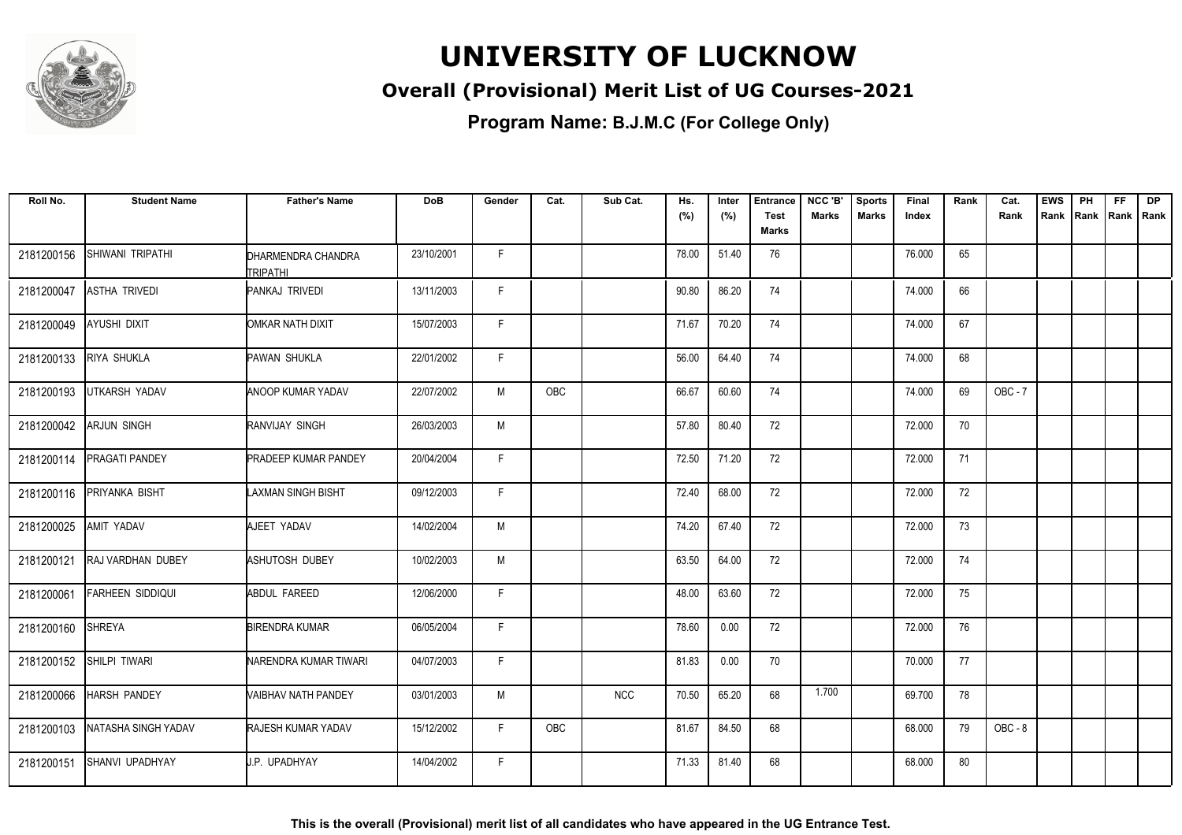# UNIVERSITY OF LUCKNOW

## Overall (Provisional) Merit List of UG Courses-2021

### Program Name: B.J.M.C (For College Only)

| Roll No. | Student Name | Father's Name | DoB | Gender | Cat. | Sub Cat. | Hs. (%) | Inter (%) | Entrance Test Marks | NCC 'B' Marks | Sports Marks | Final Index | Rank | Cat. Rank | EWS Rank | PH Rank | FF Rank | DP Rank |
|---|---|---|---|---|---|---|---|---|---|---|---|---|---|---|---|---|---|---|
| 2181200156 | SHIWANI TRIPATHI | DHARMENDRA CHANDRA TRIPATHI | 23/10/2001 | F | | | 78.00 | 51.40 | 76 | | | 76.000 | 65 | | | | | |
| 2181200047 | ASTHA TRIVEDI | PANKAJ TRIVEDI | 13/11/2003 | F | | | 90.80 | 86.20 | 74 | | | 74.000 | 66 | | | | | |
| 2181200049 | AYUSHI DIXIT | OMKAR NATH DIXIT | 15/07/2003 | F | | | 71.67 | 70.20 | 74 | | | 74.000 | 67 | | | | | |
| 2181200133 | RIYA SHUKLA | PAWAN SHUKLA | 22/01/2002 | F | | | 56.00 | 64.40 | 74 | | | 74.000 | 68 | | | | | |
| 2181200193 | UTKARSH YADAV | ANOOP KUMAR YADAV | 22/07/2002 | M | OBC | | 66.67 | 60.60 | 74 | | | 74.000 | 69 | OBC - 7 | | | | |
| 2181200042 | ARJUN SINGH | RANVIJAY SINGH | 26/03/2003 | M | | | 57.80 | 80.40 | 72 | | | 72.000 | 70 | | | | | |
| 2181200114 | PRAGATI PANDEY | PRADEEP KUMAR PANDEY | 20/04/2004 | F | | | 72.50 | 71.20 | 72 | | | 72.000 | 71 | | | | | |
| 2181200116 | PRIYANKA BISHT | LAXMAN SINGH BISHT | 09/12/2003 | F | | | 72.40 | 68.00 | 72 | | | 72.000 | 72 | | | | | |
| 2181200025 | AMIT YADAV | AJEET YADAV | 14/02/2004 | M | | | 74.20 | 67.40 | 72 | | | 72.000 | 73 | | | | | |
| 2181200121 | RAJ VARDHAN DUBEY | ASHUTOSH DUBEY | 10/02/2003 | M | | | 63.50 | 64.00 | 72 | | | 72.000 | 74 | | | | | |
| 2181200061 | FARHEEN SIDDIQUI | ABDUL FAREED | 12/06/2000 | F | | | 48.00 | 63.60 | 72 | | | 72.000 | 75 | | | | | |
| 2181200160 | SHREYA | BIRENDRA KUMAR | 06/05/2004 | F | | | 78.60 | 0.00 | 72 | | | 72.000 | 76 | | | | | |
| 2181200152 | SHILPI TIWARI | NARENDRA KUMAR TIWARI | 04/07/2003 | F | | | 81.83 | 0.00 | 70 | | | 70.000 | 77 | | | | | |
| 2181200066 | HARSH PANDEY | VAIBHAV NATH PANDEY | 03/01/2003 | M | | NCC | 70.50 | 65.20 | 68 | 1.700 | | 69.700 | 78 | | | | | |
| 2181200103 | NATASHA SINGH YADAV | RAJESH KUMAR YADAV | 15/12/2002 | F | OBC | | 81.67 | 84.50 | 68 | | | 68.000 | 79 | OBC - 8 | | | | |
| 2181200151 | SHANVI UPADHYAY | J.P. UPADHYAY | 14/04/2002 | F | | | 71.33 | 81.40 | 68 | | | 68.000 | 80 | | | | | |

**This is the overall (Provisional) merit list of all candidates who have appeared in the UG Entrance Test.**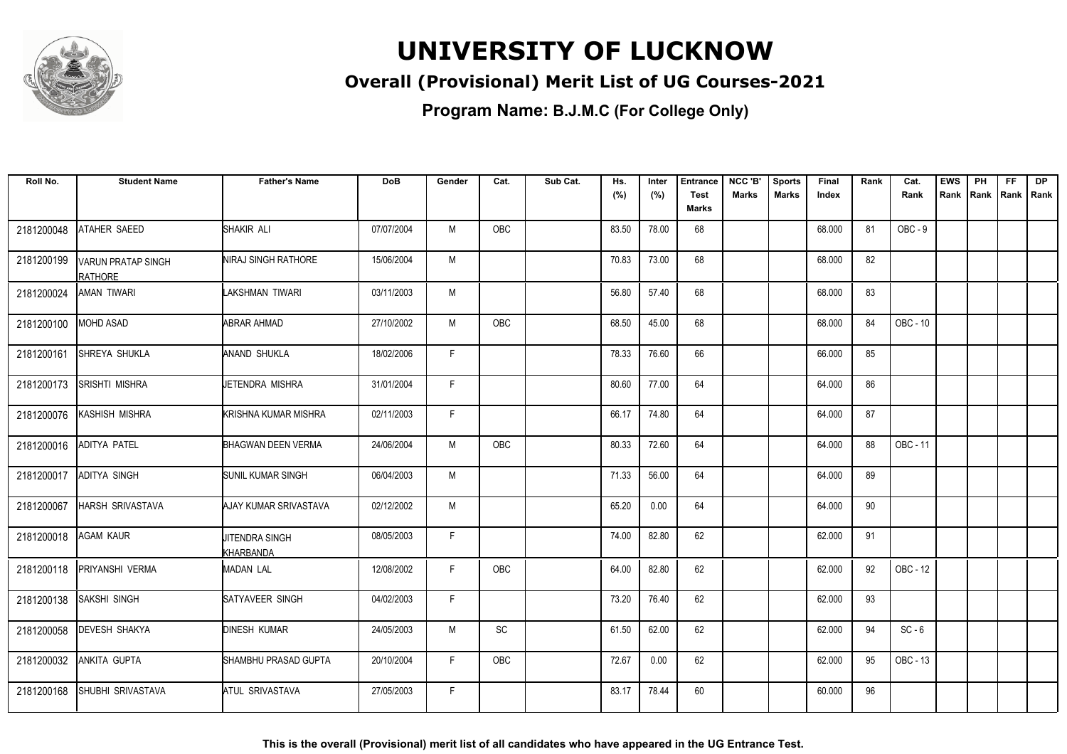# UNIVERSITY OF LUCKNOW

## Overall (Provisional) Merit List of UG Courses-2021

### Program Name: B.J.M.C (For College Only)

| Roll No. | Student Name | Father's Name | DoB | Gender | Cat. | Sub Cat. | Hs. (%) | Inter (%) | Entrance Test Marks | NCC 'B' Marks | Sports Marks | Final Index | Rank | Cat. Rank | EWS Rank | PH Rank | FF Rank | DP Rank |
|---|---|---|---|---|---|---|---|---|---|---|---|---|---|---|---|---|---|---|
| 2181200048 | ATAHER SAEED | SHAKIR ALI | 07/07/2004 | M | OBC | | 83.50 | 78.00 | 68 | | | 68.000 | 81 | OBC - 9 | | | | |
| 2181200199 | VARUN PRATAP SINGH RATHORE | NIRAJ SINGH RATHORE | 15/06/2004 | M | | | 70.83 | 73.00 | 68 | | | 68.000 | 82 | | | | | |
| 2181200024 | AMAN TIWARI | LAKSHMAN TIWARI | 03/11/2003 | M | | | 56.80 | 57.40 | 68 | | | 68.000 | 83 | | | | | |
| 2181200100 | MOHD ASAD | ABRAR AHMAD | 27/10/2002 | M | OBC | | 68.50 | 45.00 | 68 | | | 68.000 | 84 | OBC - 10 | | | | |
| 2181200161 | SHREYA SHUKLA | ANAND SHUKLA | 18/02/2006 | F | | | 78.33 | 76.60 | 66 | | | 66.000 | 85 | | | | | |
| 2181200173 | SRISHTI MISHRA | JETENDRA MISHRA | 31/01/2004 | F | | | 80.60 | 77.00 | 64 | | | 64.000 | 86 | | | | | |
| 2181200076 | KASHISH MISHRA | KRISHNA KUMAR MISHRA | 02/11/2003 | F | | | 66.17 | 74.80 | 64 | | | 64.000 | 87 | | | | | |
| 2181200016 | ADITYA PATEL | BHAGWAN DEEN VERMA | 24/06/2004 | M | OBC | | 80.33 | 72.60 | 64 | | | 64.000 | 88 | OBC - 11 | | | | |
| 2181200017 | ADITYA SINGH | SUNIL KUMAR SINGH | 06/04/2003 | M | | | 71.33 | 56.00 | 64 | | | 64.000 | 89 | | | | | |
| 2181200067 | HARSH SRIVASTAVA | AJAY KUMAR SRIVASTAVA | 02/12/2002 | M | | | 65.20 | 0.00 | 64 | | | 64.000 | 90 | | | | | |
| 2181200018 | AGAM KAUR | JITENDRA SINGH KHARBANDA | 08/05/2003 | F | | | 74.00 | 82.80 | 62 | | | 62.000 | 91 | | | | | |
| 2181200118 | PRIYANSHI VERMA | MADAN LAL | 12/08/2002 | F | OBC | | 64.00 | 82.80 | 62 | | | 62.000 | 92 | OBC - 12 | | | | |
| 2181200138 | SAKSHI SINGH | SATYAVEER SINGH | 04/02/2003 | F | | | 73.20 | 76.40 | 62 | | | 62.000 | 93 | | | | | |
| 2181200058 | DEVESH SHAKYA | DINESH KUMAR | 24/05/2003 | M | SC | | 61.50 | 62.00 | 62 | | | 62.000 | 94 | SC - 6 | | | | |
| 2181200032 | ANKITA GUPTA | SHAMBHU PRASAD GUPTA | 20/10/2004 | F | OBC | | 72.67 | 0.00 | 62 | | | 62.000 | 95 | OBC - 13 | | | | |
| 2181200168 | SHUBHI SRIVASTAVA | ATUL SRIVASTAVA | 27/05/2003 | F | | | 83.17 | 78.44 | 60 | | | 60.000 | 96 | | | | | |

**This is the overall (Provisional) merit list of all candidates who have appeared in the UG Entrance Test.**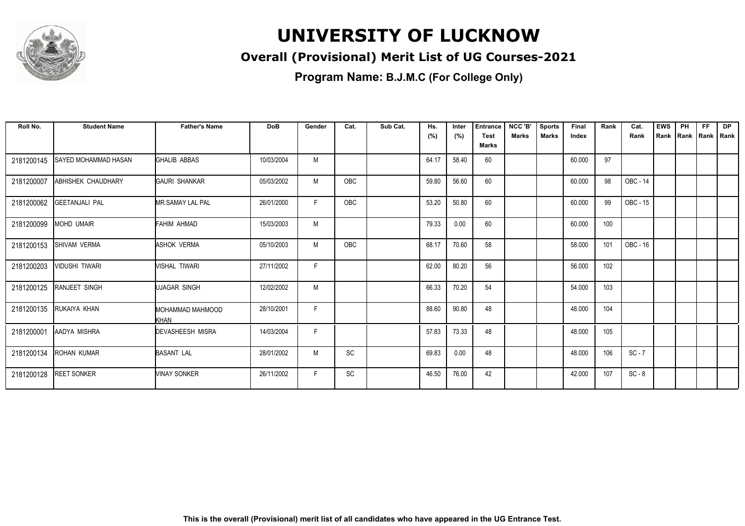# UNIVERSITY OF LUCKNOW

## Overall (Provisional) Merit List of UG Courses-2021

### Program Name: B.J.M.C (For College Only)

| Roll No. | Student Name | Father's Name | DoB | Gender | Cat. | Sub Cat. | Hs. (%) | Inter (%) | Entrance Test Marks | NCC 'B' Marks | Sports Marks | Final Index | Rank | Cat. Rank | EWS Rank | PH Rank | FF Rank | DP Rank |
|---|---|---|---|---|---|---|---|---|---|---|---|---|---|---|---|---|---|---|
| 2181200145 | SAYED MOHAMMAD HASAN | GHALIB ABBAS | 10/03/2004 | M | | | 64.17 | 58.40 | 60 | | | 60.000 | 97 | | | | | |
| 2181200007 | ABHISHEK CHAUDHARY | GAURI SHANKAR | 05/03/2002 | M | OBC | | 59.80 | 56.60 | 60 | | | 60.000 | 98 | OBC - 14 | | | | |
| 2181200062 | GEETANJALI PAL | MR.SAMAY LAL PAL | 26/01/2000 | F | OBC | | 53.20 | 50.80 | 60 | | | 60.000 | 99 | OBC - 15 | | | | |
| 2181200099 | MOHD UMAIR | FAHIM AHMAD | 15/03/2003 | M | | | 79.33 | 0.00 | 60 | | | 60.000 | 100 | | | | | |
| 2181200153 | SHIVAM VERMA | ASHOK VERMA | 05/10/2003 | M | OBC | | 68.17 | 70.60 | 58 | | | 58.000 | 101 | OBC - 16 | | | | |
| 2181200203 | VIDUSHI TIWARI | VISHAL TIWARI | 27/11/2002 | F | | | 62.00 | 80.20 | 56 | | | 56.000 | 102 | | | | | |
| 2181200125 | RANJEET SINGH | UJAGAR SINGH | 12/02/2002 | M | | | 66.33 | 70.20 | 54 | | | 54.000 | 103 | | | | | |
| 2181200135 | RUKAIYA KHAN | MOHAMMAD MAHMOOD KHAN | 28/10/2001 | F | | | 88.60 | 90.80 | 48 | | | 48.000 | 104 | | | | | |
| 2181200001 | AADYA MISHRA | DEVASHEESH MISRA | 14/03/2004 | F | | | 57.83 | 73.33 | 48 | | | 48.000 | 105 | | | | | |
| 2181200134 | ROHAN KUMAR | BASANT LAL | 28/01/2002 | M | SC | | 69.83 | 0.00 | 48 | | | 48.000 | 106 | SC - 7 | | | | |
| 2181200128 | REET SONKER | VINAY SONKER | 26/11/2002 | F | SC | | 46.50 | 76.00 | 42 | | | 42.000 | 107 | SC - 8 | | | | |

**This is the overall (Provisional) merit list of all candidates who have appeared in the UG Entrance Test.**